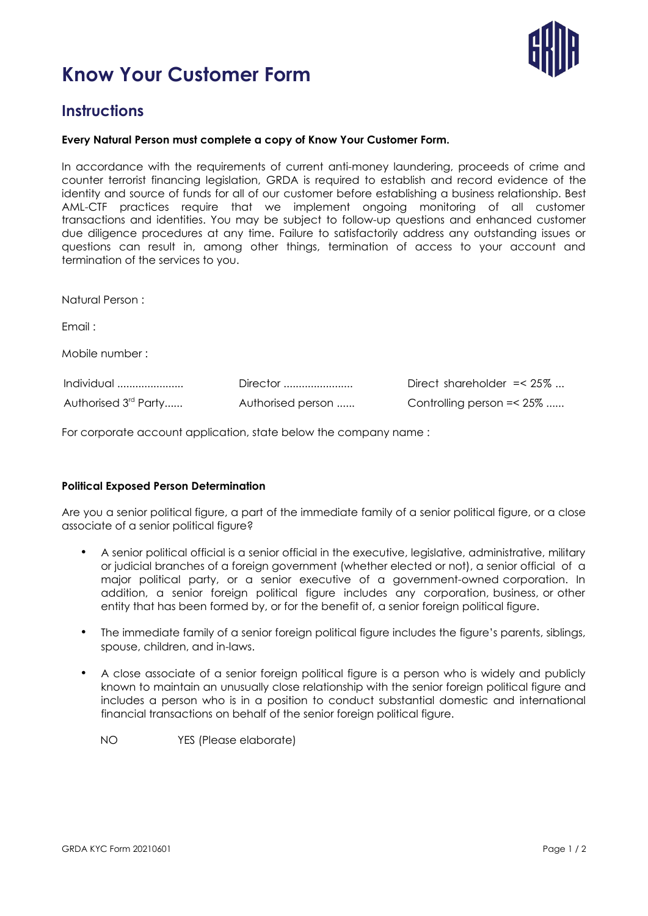# Know Your Customer Form

## Instructions

**Every Natural Person must complete a copy of Know Your Customer Form.**

In accordance with the requirements of current anti-money laundering, proceeds of crime and counter terrorist financing legislation, GRDA is required to establish and record evidence of the identity and source of funds for all of our customer before establishing a business relationship. Best AML-CTF practices require that we implement ongoing monitoring of all customer transactions and identities. You may be subject to follow-up questions and enhanced customer due diligence procedures at any time. Failure to satisfactorily address any outstanding issues or questions can result in, among other things, termination of access to your account and termination of the services to you.

Natural Person :

Email :

Mobile number :

| | | |
|---|---|---|
| Individual ..................... | Director ...................... | Direct shareholder =< 25% ... |
| Authorised 3rd Party...... | Authorised person ...... | Controlling person =< 25% ...... |

For corporate account application, state below the company name :

**Political Exposed Person Determination**

Are you a senior political figure, a part of the immediate family of a senior political figure, or a close associate of a senior political figure?

- A senior political official is a senior official in the executive, legislative, administrative, military or judicial branches of a foreign government (whether elected or not), a senior official of a major political party, or a senior executive of a government-owned corporation. In addition, a senior foreign political figure includes any corporation, business, or other entity that has been formed by, or for the benefit of, a senior foreign political figure.
- The immediate family of a senior foreign political figure includes the figure's parents, siblings, spouse, children, and in-laws.
- A close associate of a senior foreign political figure is a person who is widely and publicly known to maintain an unusually close relationship with the senior foreign political figure and includes a person who is in a position to conduct substantial domestic and international financial transactions on behalf of the senior foreign political figure.

NO YES (Please elaborate)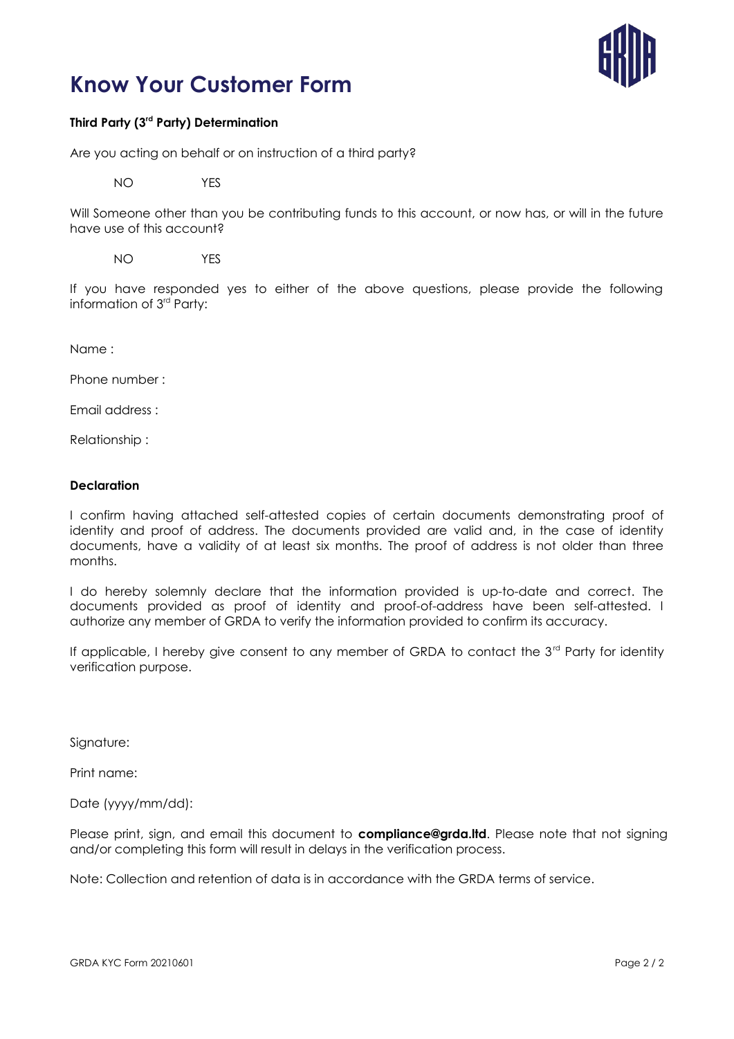# Know Your Customer Form

**Third Party (3rd Party) Determination**

Are you acting on behalf or on instruction of a third party?

NO YES

Will Someone other than you be contributing funds to this account, or now has, or will in the future have use of this account?

NO YES

If you have responded yes to either of the above questions, please provide the following information of 3rd Party:

Name :

Phone number :

Email address :

Relationship :

**Declaration**

I confirm having attached self-attested copies of certain documents demonstrating proof of identity and proof of address. The documents provided are valid and, in the case of identity documents, have a validity of at least six months. The proof of address is not older than three months.

I do hereby solemnly declare that the information provided is up-to-date and correct. The documents provided as proof of identity and proof-of-address have been self-attested. I authorize any member of GRDA to verify the information provided to confirm its accuracy.

If applicable, I hereby give consent to any member of GRDA to contact the 3rd Party for identity verification purpose.

Signature:

Print name:

Date (yyyy/mm/dd):

Please print, sign, and email this document to **compliance@grda.ltd**. Please note that not signing and/or completing this form will result in delays in the verification process.

Note: Collection and retention of data is in accordance with the GRDA terms of service.